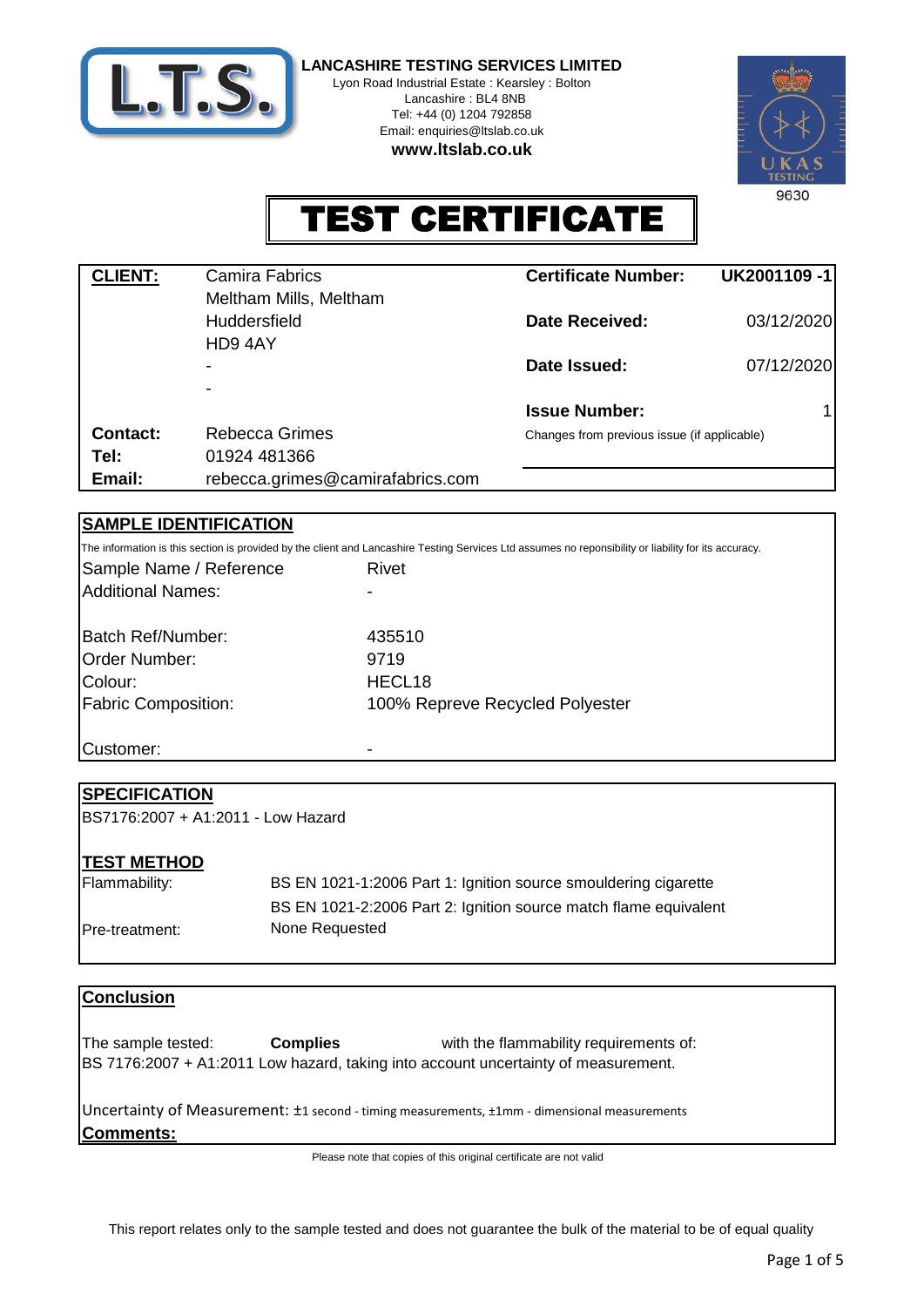**LANCASHIRE TESTING SERVICES LIMITED**
Lyon Road Industrial Estate : Kearsley : Bolton
Lancashire : BL4 8NB
Tel: +44 (0) 1204 792858
Email: enquiries@ltslab.co.uk
**www.ltslab.co.uk**

UKAS TESTING 9630

# TEST CERTIFICATE

| **CLIENT:** | Camira Fabrics | **Certificate Number:** | **UK2001109 -1** |
|---|---|---|---|
| | Meltham Mills, Meltham | | |
| | Huddersfield | **Date Received:** | 03/12/2020 |
| | HD9 4AY | | |
| | - | **Date Issued:** | 07/12/2020 |
| | - | | |
| | | **Issue Number:** | 1 |
| **Contact:** | Rebecca Grimes | Changes from previous issue (if applicable) | |
| **Tel:** | 01924 481366 | | |
| **Email:** | rebecca.grimes@camirafabrics.com | | |

## SAMPLE IDENTIFICATION

The information is this section is provided by the client and Lancashire Testing Services Ltd assumes no reponsibility or liability for its accuracy.

| | |
|---|---|
| Sample Name / Reference | Rivet |
| Additional Names: | - |
| Batch Ref/Number: | 435510 |
| Order Number: | 9719 |
| Colour: | HECL18 |
| Fabric Composition: | 100% Repreve Recycled Polyester |
| Customer: | - |

## SPECIFICATION

BS7176:2007 + A1:2011 - Low Hazard

## TEST METHOD

| | |
|---|---|
| Flammability: | BS EN 1021-1:2006 Part 1: Ignition source smouldering cigarette |
| | BS EN 1021-2:2006 Part 2: Ignition source match flame equivalent |
| Pre-treatment: | None Requested |

## Conclusion

The sample tested: **Complies** with the flammability requirements of:
BS 7176:2007 + A1:2011 Low hazard, taking into account uncertainty of measurement.

Uncertainty of Measurement: ±1 second - timing measurements, ±1mm - dimensional measurements

**Comments:**

Please note that copies of this original certificate are not valid

This report relates only to the sample tested and does not guarantee the bulk of the material to be of equal quality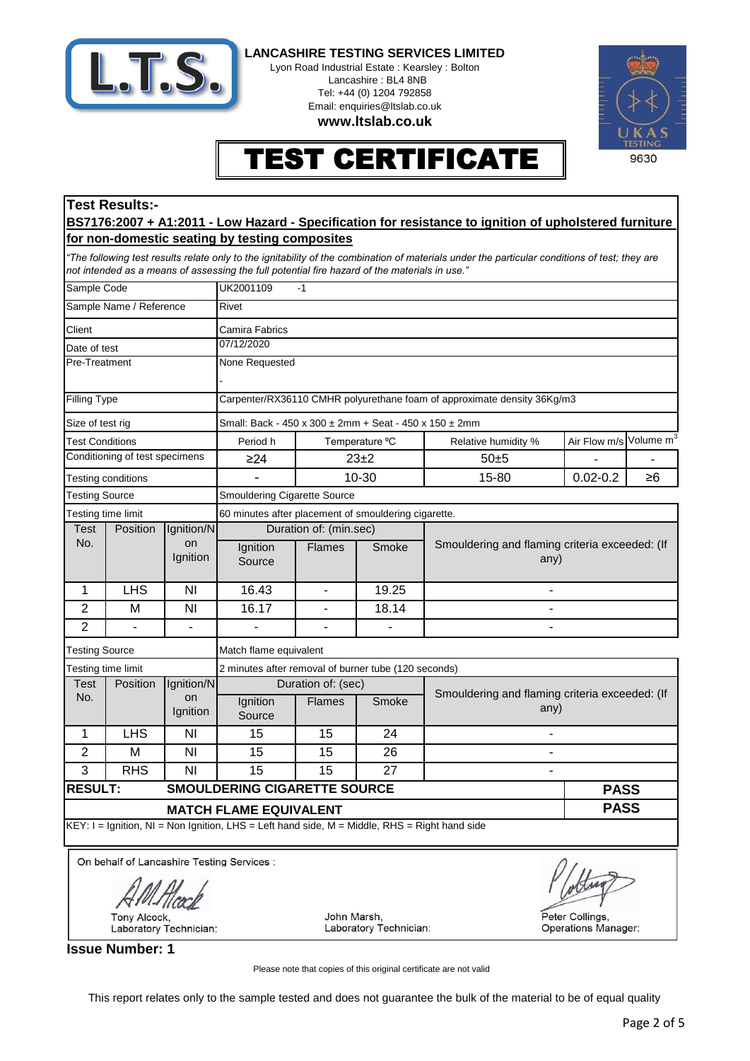**LANCASHIRE TESTING SERVICES LIMITED**
Lyon Road Industrial Estate : Kearsley : Bolton
Lancashire : BL4 8NB
Tel: +44 (0) 1204 792858
Email: enquiries@ltslab.co.uk
**www.ltslab.co.uk**

UKAS TESTING 9630

# TEST CERTIFICATE

## Test Results:-

**BS7176:2007 + A1:2011 - Low Hazard - Specification for resistance to ignition of upholstered furniture for non-domestic seating by testing composites**

*"The following test results relate only to the ignitability of the combination of materials under the particular conditions of test; they are not intended as a means of assessing the full potential fire hazard of the materials in use."*

| | |
|---|---|
| Sample Code | UK2001109 -1 |
| Sample Name / Reference | Rivet |
| Client | Camira Fabrics |
| Date of test | 07/12/2020 |
| Pre-Treatment | None Requested<br>- |
| Filling Type | Carpenter/RX36110 CMHR polyurethane foam of approximate density 36Kg/m3 |
| Size of test rig | Small: Back - 450 x 300 ± 2mm + Seat - 450 x 150 ± 2mm |

| Test Conditions | Period h | Temperature ºC | Relative humidity % | Air Flow m/s | Volume $m^3$ |
|---|---|---|---|---|---|
| Conditioning of test specimens | ≥24 | 23±2 | 50±5 | - | - |
| Testing conditions | - | 10-30 | 15-80 | 0.02-0.2 | ≥6 |

**Testing Source:** Smouldering Cigarette Source
**Testing time limit:** 60 minutes after placement of smouldering cigarette.

| Test No. | Position | Ignition/Non Ignition | Duration of: (min.sec) Ignition Source | Flames | Smoke | Smouldering and flaming criteria exceeded: (If any) |
|---|---|---|---|---|---|---|
| 1 | LHS | NI | 16.43 | - | 19.25 | - |
| 2 | M | NI | 16.17 | - | 18.14 | - |
| 2 | - | - | - | - | - | - |

**Testing Source:** Match flame equivalent
**Testing time limit:** 2 minutes after removal of burner tube (120 seconds)

| Test No. | Position | Ignition/Non Ignition | Duration of: (sec) Ignition Source | Flames | Smoke | Smouldering and flaming criteria exceeded: (If any) |
|---|---|---|---|---|---|---|
| 1 | LHS | NI | 15 | 15 | 24 | - |
| 2 | M | NI | 15 | 15 | 26 | - |
| 3 | RHS | NI | 15 | 15 | 27 | - |

| RESULT: | |
|---|---|
| SMOULDERING CIGARETTE SOURCE | **PASS** |
| MATCH FLAME EQUIVALENT | **PASS** |

KEY: I = Ignition, NI = Non Ignition, LHS = Left hand side, M = Middle, RHS = Right hand side

On behalf of Lancashire Testing Services :

Tony Alcock, Laboratory Technician:

John Marsh, Laboratory Technician:

Peter Collings, Operations Manager:

**Issue Number: 1**

Please note that copies of this original certificate are not valid

This report relates only to the sample tested and does not guarantee the bulk of the material to be of equal quality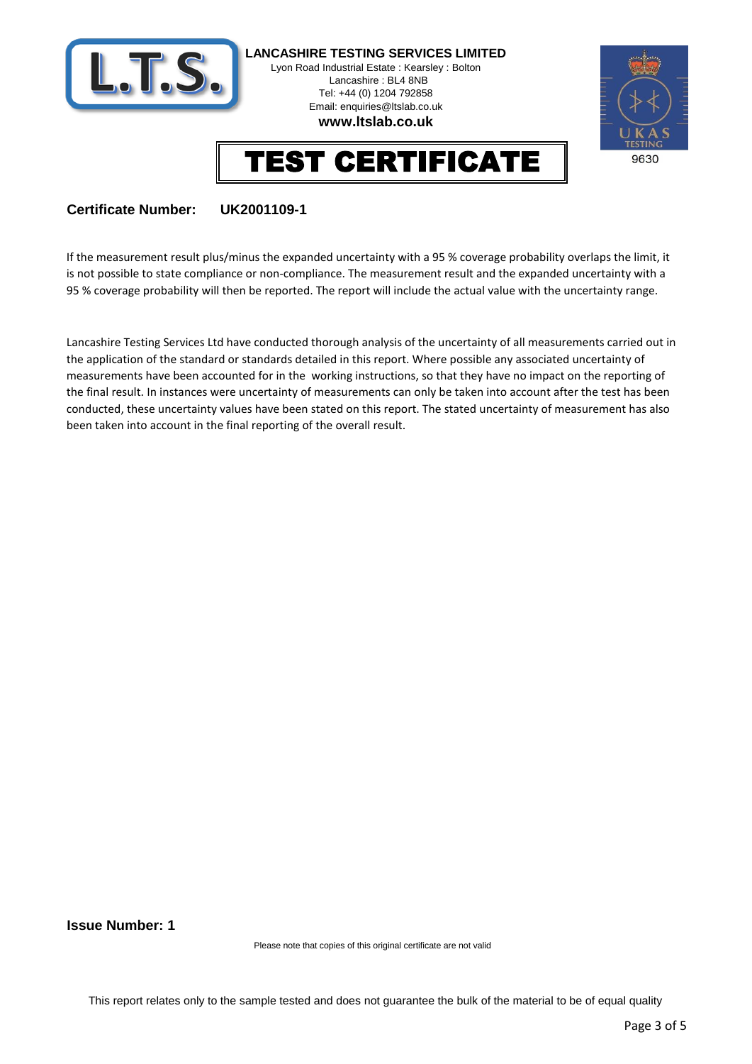**LANCASHIRE TESTING SERVICES LIMITED**
Lyon Road Industrial Estate : Kearsley : Bolton
Lancashire : BL4 8NB
Tel: +44 (0) 1204 792858
Email: enquiries@ltslab.co.uk
**www.ltslab.co.uk**

9630

# TEST CERTIFICATE

**Certificate Number:** **UK2001109-1**

If the measurement result plus/minus the expanded uncertainty with a 95 % coverage probability overlaps the limit, it is not possible to state compliance or non-compliance. The measurement result and the expanded uncertainty with a 95 % coverage probability will then be reported. The report will include the actual value with the uncertainty range.

Lancashire Testing Services Ltd have conducted thorough analysis of the uncertainty of all measurements carried out in the application of the standard or standards detailed in this report. Where possible any associated uncertainty of measurements have been accounted for in the working instructions, so that they have no impact on the reporting of the final result. In instances were uncertainty of measurements can only be taken into account after the test has been conducted, these uncertainty values have been stated on this report. The stated uncertainty of measurement has also been taken into account in the final reporting of the overall result.

**Issue Number: 1**

Please note that copies of this original certificate are not valid

This report relates only to the sample tested and does not guarantee the bulk of the material to be of equal quality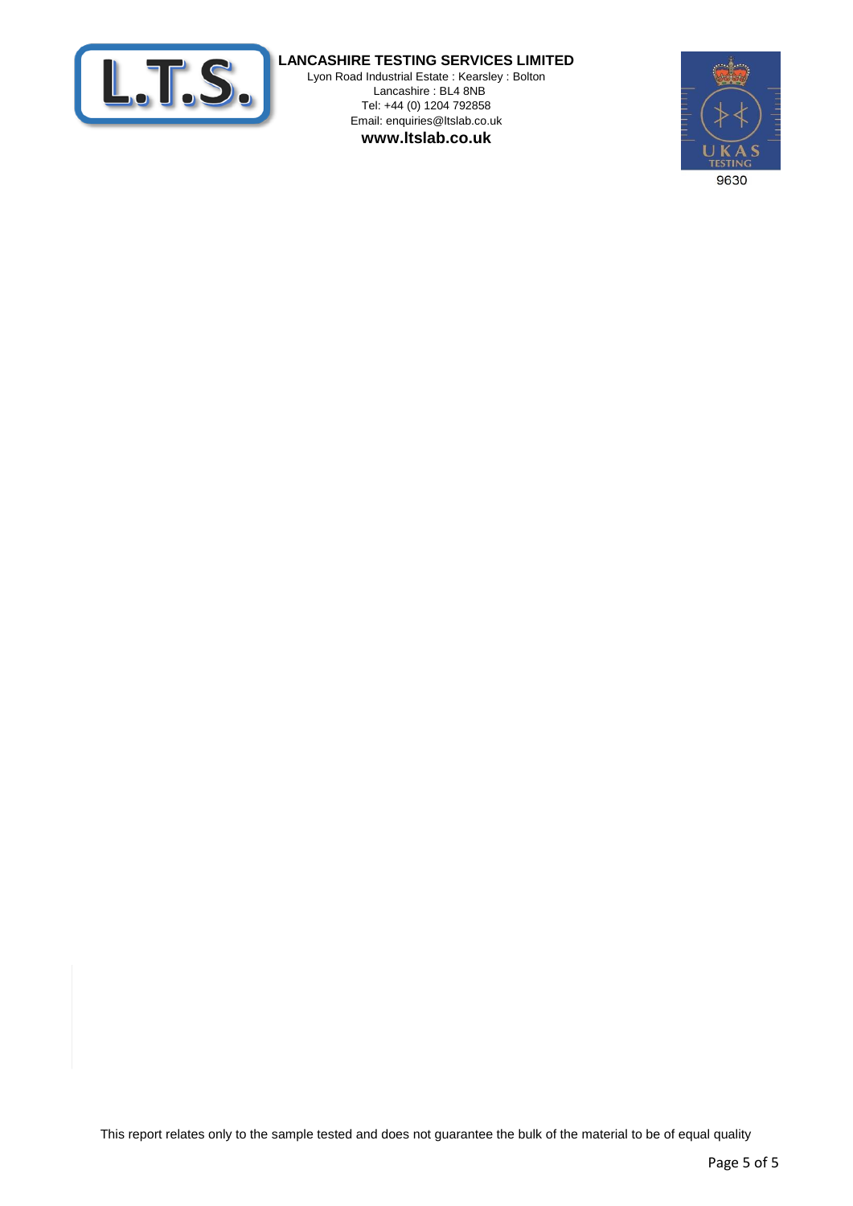**LANCASHIRE TESTING SERVICES LIMITED**
Lyon Road Industrial Estate : Kearsley : Bolton
Lancashire : BL4 8NB
Tel: +44 (0) 1204 792858
Email: enquiries@ltslab.co.uk
**www.ltslab.co.uk**

9630

This report relates only to the sample tested and does not guarantee the bulk of the material to be of equal quality